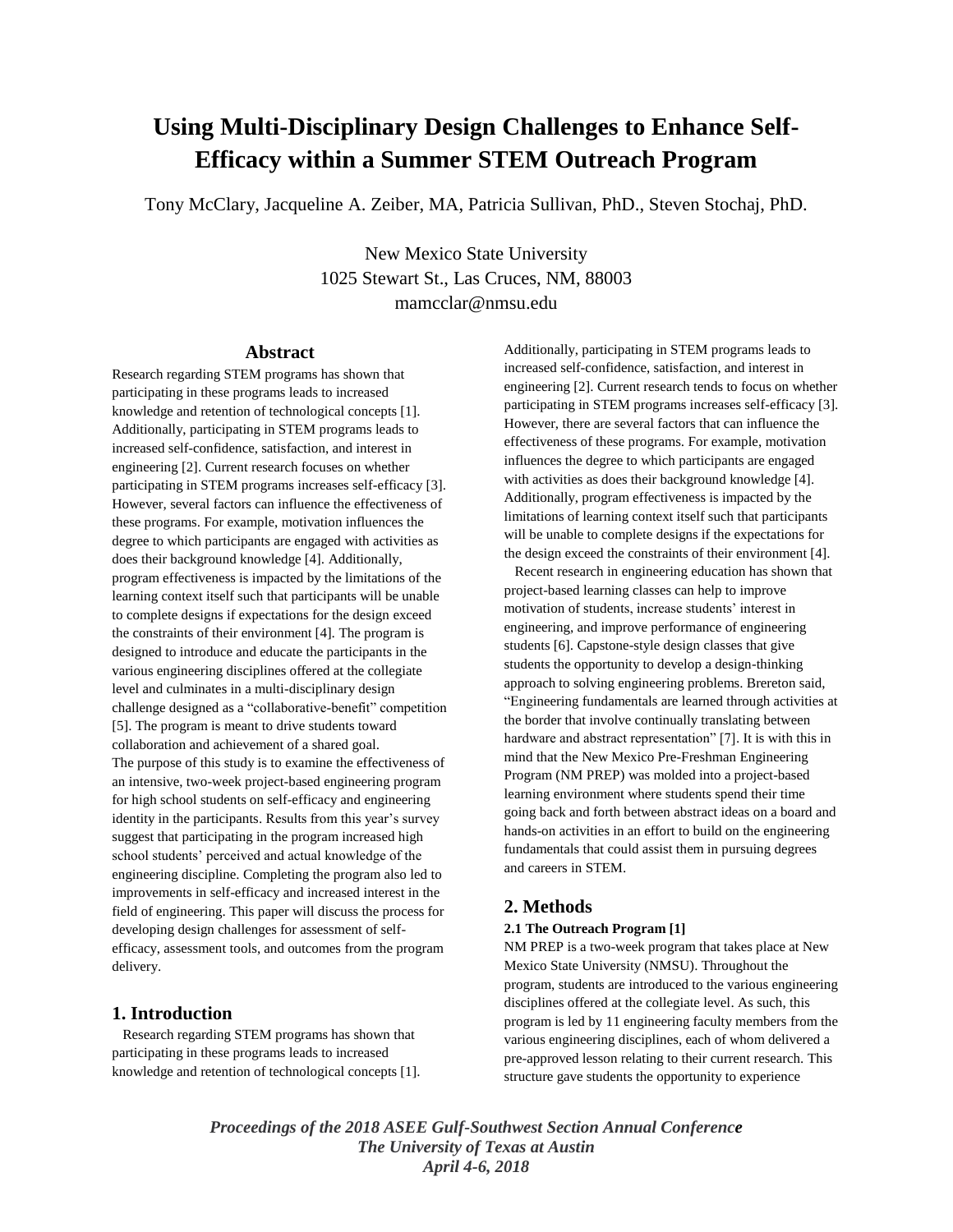# Using Multi-Disciplinary Design Challenges to Enhance Self-Efficacy within a Summer STEM Outreach Program

Tony McClary, Jacqueline A. Zeiber, MA, Patricia Sullivan, PhD., Steven Stochaj, PhD.

New Mexico State University
1025 Stewart St., Las Cruces, NM, 88003
mamcclar@nmsu.edu

## Abstract

Research regarding STEM programs has shown that participating in these programs leads to increased knowledge and retention of technological concepts [1]. Additionally, participating in STEM programs leads to increased self-confidence, satisfaction, and interest in engineering [2]. Current research focuses on whether participating in STEM programs increases self-efficacy [3]. However, several factors can influence the effectiveness of these programs. For example, motivation influences the degree to which participants are engaged with activities as does their background knowledge [4]. Additionally, program effectiveness is impacted by the limitations of the learning context itself such that participants will be unable to complete designs if expectations for the design exceed the constraints of their environment [4]. The program is designed to introduce and educate the participants in the various engineering disciplines offered at the collegiate level and culminates in a multi-disciplinary design challenge designed as a "collaborative-benefit" competition [5]. The program is meant to drive students toward collaboration and achievement of a shared goal.
The purpose of this study is to examine the effectiveness of an intensive, two-week project-based engineering program for high school students on self-efficacy and engineering identity in the participants. Results from this year's survey suggest that participating in the program increased high school students' perceived and actual knowledge of the engineering discipline. Completing the program also led to improvements in self-efficacy and increased interest in the field of engineering. This paper will discuss the process for developing design challenges for assessment of self-efficacy, assessment tools, and outcomes from the program delivery.

## 1. Introduction

Research regarding STEM programs has shown that participating in these programs leads to increased knowledge and retention of technological concepts [1]. Additionally, participating in STEM programs leads to increased self-confidence, satisfaction, and interest in engineering [2]. Current research tends to focus on whether participating in STEM programs increases self-efficacy [3]. However, there are several factors that can influence the effectiveness of these programs. For example, motivation influences the degree to which participants are engaged with activities as does their background knowledge [4]. Additionally, program effectiveness is impacted by the limitations of learning context itself such that participants will be unable to complete designs if the expectations for the design exceed the constraints of their environment [4].

Recent research in engineering education has shown that project-based learning classes can help to improve motivation of students, increase students' interest in engineering, and improve performance of engineering students [6]. Capstone-style design classes that give students the opportunity to develop a design-thinking approach to solving engineering problems. Brereton said, "Engineering fundamentals are learned through activities at the border that involve continually translating between hardware and abstract representation" [7]. It is with this in mind that the New Mexico Pre-Freshman Engineering Program (NM PREP) was molded into a project-based learning environment where students spend their time going back and forth between abstract ideas on a board and hands-on activities in an effort to build on the engineering fundamentals that could assist them in pursuing degrees and careers in STEM.

## 2. Methods

### 2.1 The Outreach Program [1]

NM PREP is a two-week program that takes place at New Mexico State University (NMSU). Throughout the program, students are introduced to the various engineering disciplines offered at the collegiate level. As such, this program is led by 11 engineering faculty members from the various engineering disciplines, each of whom delivered a pre-approved lesson relating to their current research. This structure gave students the opportunity to experience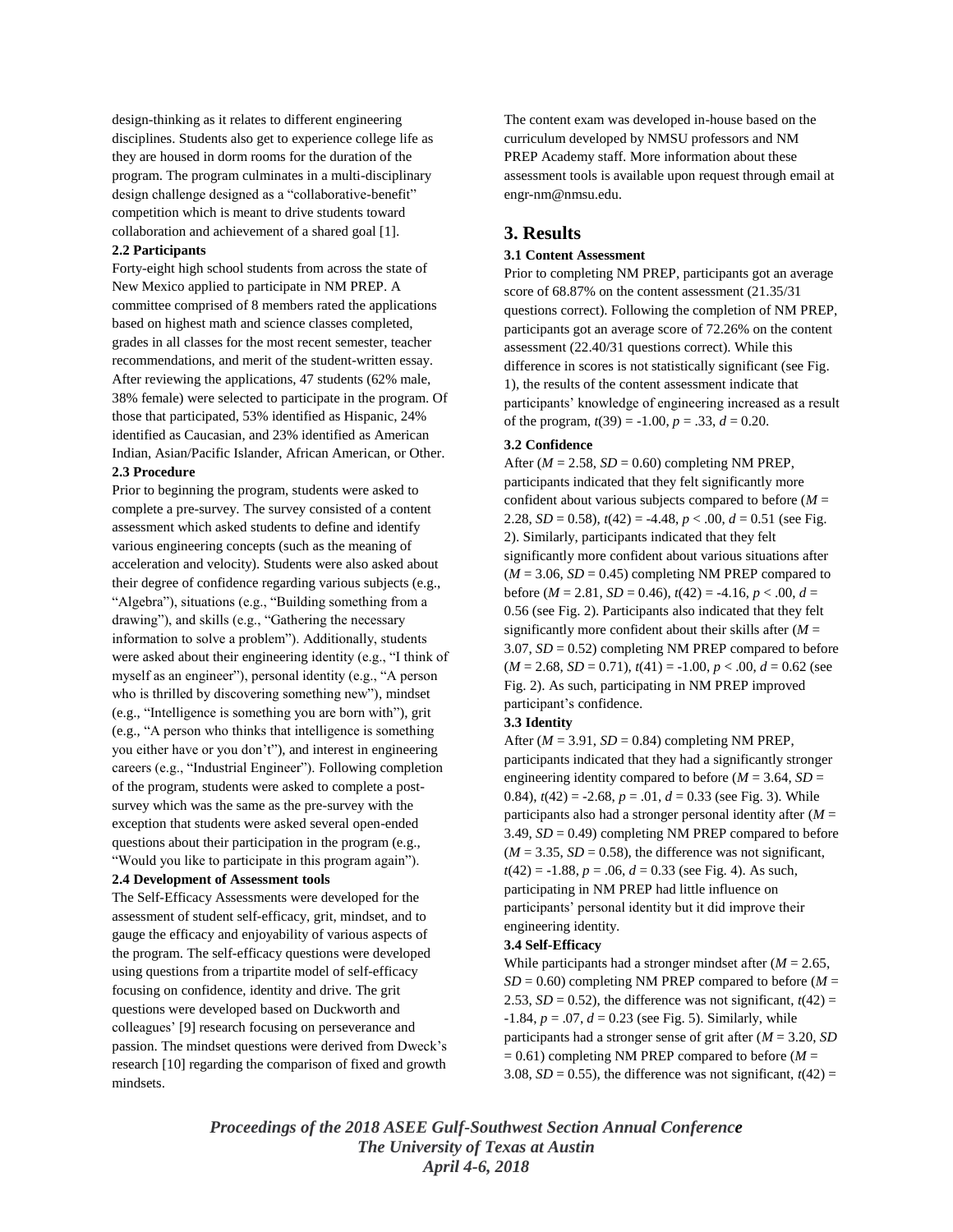design-thinking as it relates to different engineering disciplines. Students also get to experience college life as they are housed in dorm rooms for the duration of the program. The program culminates in a multi-disciplinary design challenge designed as a "collaborative-benefit" competition which is meant to drive students toward collaboration and achievement of a shared goal [1].

**2.2 Participants**

Forty-eight high school students from across the state of New Mexico applied to participate in NM PREP. A committee comprised of 8 members rated the applications based on highest math and science classes completed, grades in all classes for the most recent semester, teacher recommendations, and merit of the student-written essay. After reviewing the applications, 47 students (62% male, 38% female) were selected to participate in the program. Of those that participated, 53% identified as Hispanic, 24% identified as Caucasian, and 23% identified as American Indian, Asian/Pacific Islander, African American, or Other.

**2.3 Procedure**

Prior to beginning the program, students were asked to complete a pre-survey. The survey consisted of a content assessment which asked students to define and identify various engineering concepts (such as the meaning of acceleration and velocity). Students were also asked about their degree of confidence regarding various subjects (e.g., "Algebra"), situations (e.g., "Building something from a drawing"), and skills (e.g., "Gathering the necessary information to solve a problem"). Additionally, students were asked about their engineering identity (e.g., "I think of myself as an engineer"), personal identity (e.g., "A person who is thrilled by discovering something new"), mindset (e.g., "Intelligence is something you are born with"), grit (e.g., "A person who thinks that intelligence is something you either have or you don't"), and interest in engineering careers (e.g., "Industrial Engineer"). Following completion of the program, students were asked to complete a post-survey which was the same as the pre-survey with the exception that students were asked several open-ended questions about their participation in the program (e.g., "Would you like to participate in this program again").

**2.4 Development of Assessment tools**

The Self-Efficacy Assessments were developed for the assessment of student self-efficacy, grit, mindset, and to gauge the efficacy and enjoyability of various aspects of the program. The self-efficacy questions were developed using questions from a tripartite model of self-efficacy focusing on confidence, identity and drive. The grit questions were developed based on Duckworth and colleagues' [9] research focusing on perseverance and passion. The mindset questions were derived from Dweck's research [10] regarding the comparison of fixed and growth mindsets.

The content exam was developed in-house based on the curriculum developed by NMSU professors and NM PREP Academy staff. More information about these assessment tools is available upon request through email at engr-nm@nmsu.edu.

# 3. Results

**3.1 Content Assessment**

Prior to completing NM PREP, participants got an average score of 68.87% on the content assessment (21.35/31 questions correct). Following the completion of NM PREP, participants got an average score of 72.26% on the content assessment (22.40/31 questions correct). While this difference in scores is not statistically significant (see Fig. 1), the results of the content assessment indicate that participants' knowledge of engineering increased as a result of the program, $t(39) = -1.00$, $p = .33$, $d = 0.20$.

**3.2 Confidence**

After ($M = 2.58$, $SD = 0.60$) completing NM PREP, participants indicated that they felt significantly more confident about various subjects compared to before ($M = 2.28$, $SD = 0.58$), $t(42) = -4.48$, $p < .00$, $d = 0.51$ (see Fig. 2). Similarly, participants indicated that they felt significantly more confident about various situations after ($M = 3.06$, $SD = 0.45$) completing NM PREP compared to before ($M = 2.81$, $SD = 0.46$), $t(42) = -4.16$, $p < .00$, $d = 0.56$ (see Fig. 2). Participants also indicated that they felt significantly more confident about their skills after ($M = 3.07$, $SD = 0.52$) completing NM PREP compared to before ($M = 2.68$, $SD = 0.71$), $t(41) = -1.00$, $p < .00$, $d = 0.62$ (see Fig. 2). As such, participating in NM PREP improved participant's confidence.

**3.3 Identity**

After ($M = 3.91$, $SD = 0.84$) completing NM PREP, participants indicated that they had a significantly stronger engineering identity compared to before ($M = 3.64$, $SD = 0.84$), $t(42) = -2.68$, $p = .01$, $d = 0.33$ (see Fig. 3). While participants also had a stronger personal identity after ($M = 3.49$, $SD = 0.49$) completing NM PREP compared to before ($M = 3.35$, $SD = 0.58$), the difference was not significant, $t(42) = -1.88$, $p = .06$, $d = 0.33$ (see Fig. 4). As such, participating in NM PREP had little influence on participants' personal identity but it did improve their engineering identity.

**3.4 Self-Efficacy**

While participants had a stronger mindset after ($M = 2.65$, $SD = 0.60$) completing NM PREP compared to before ($M = 2.53$, $SD = 0.52$), the difference was not significant, $t(42) = -1.84$, $p = .07$, $d = 0.23$ (see Fig. 5). Similarly, while participants had a stronger sense of grit after ($M = 3.20$, $SD = 0.61$) completing NM PREP compared to before ($M = 3.08$, $SD = 0.55$), the difference was not significant, $t(42) =$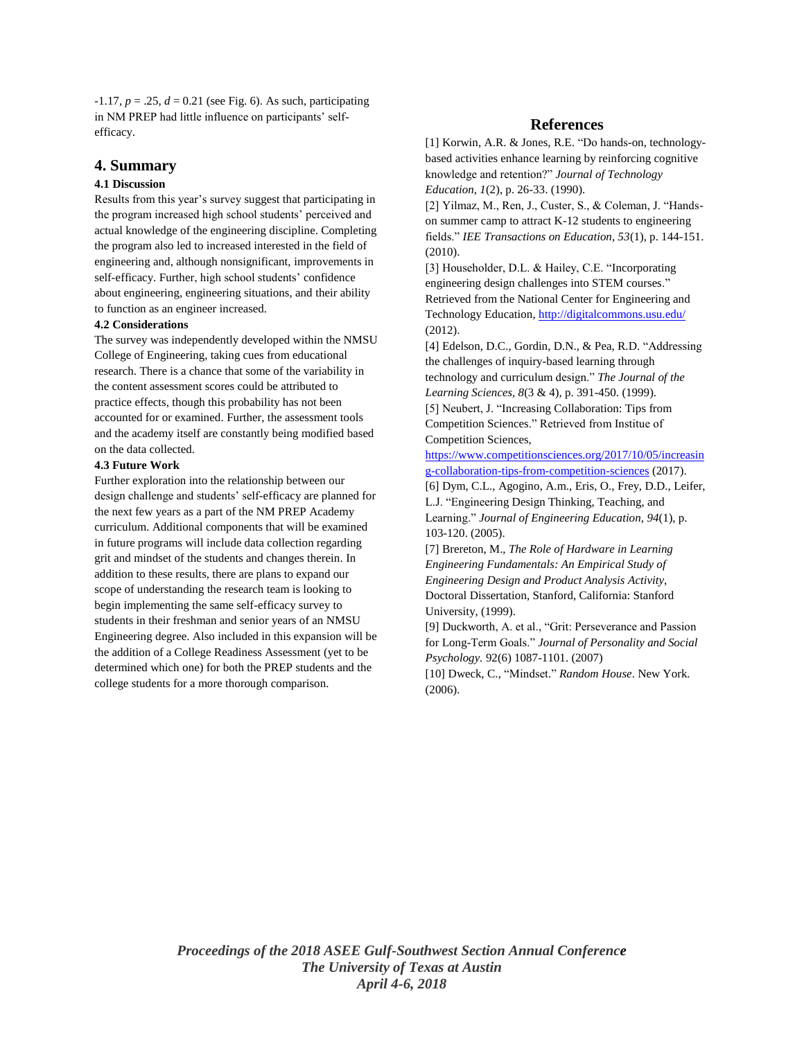-1.17, $p = .25$, $d = 0.21$ (see Fig. 6). As such, participating in NM PREP had little influence on participants' self-efficacy.

## 4. Summary

### 4.1 Discussion

Results from this year's survey suggest that participating in the program increased high school students' perceived and actual knowledge of the engineering discipline. Completing the program also led to increased interested in the field of engineering and, although nonsignificant, improvements in self-efficacy. Further, high school students' confidence about engineering, engineering situations, and their ability to function as an engineer increased.

### 4.2 Considerations

The survey was independently developed within the NMSU College of Engineering, taking cues from educational research. There is a chance that some of the variability in the content assessment scores could be attributed to practice effects, though this probability has not been accounted for or examined. Further, the assessment tools and the academy itself are constantly being modified based on the data collected.

### 4.3 Future Work

Further exploration into the relationship between our design challenge and students' self-efficacy are planned for the next few years as a part of the NM PREP Academy curriculum. Additional components that will be examined in future programs will include data collection regarding grit and mindset of the students and changes therein. In addition to these results, there are plans to expand our scope of understanding the research team is looking to begin implementing the same self-efficacy survey to students in their freshman and senior years of an NMSU Engineering degree. Also included in this expansion will be the addition of a College Readiness Assessment (yet to be determined which one) for both the PREP students and the college students for a more thorough comparison.

## References

[1] Korwin, A.R. & Jones, R.E. "Do hands-on, technology-based activities enhance learning by reinforcing cognitive knowledge and retention?" *Journal of Technology Education, 1*(2), p. 26-33. (1990).

[2] Yilmaz, M., Ren, J., Custer, S., & Coleman, J. "Hands-on summer camp to attract K-12 students to engineering fields." *IEE Transactions on Education, 53*(1), p. 144-151. (2010).

[3] Householder, D.L. & Hailey, C.E. "Incorporating engineering design challenges into STEM courses." Retrieved from the National Center for Engineering and Technology Education, http://digitalcommons.usu.edu/ (2012).

[4] Edelson, D.C., Gordin, D.N., & Pea, R.D. "Addressing the challenges of inquiry-based learning through technology and curriculum design." *The Journal of the Learning Sciences, 8*(3 & 4), p. 391-450. (1999).

[5] Neubert, J. "Increasing Collaboration: Tips from Competition Sciences." Retrieved from Institue of Competition Sciences, https://www.competitionsciences.org/2017/10/05/increasing-collaboration-tips-from-competition-sciences (2017).

[6] Dym, C.L., Agogino, A.m., Eris, O., Frey, D.D., Leifer, L.J. "Engineering Design Thinking, Teaching, and Learning." *Journal of Engineering Education, 94*(1), p. 103-120. (2005).

[7] Brereton, M., *The Role of Hardware in Learning Engineering Fundamentals: An Empirical Study of Engineering Design and Product Analysis Activity*, Doctoral Dissertation, Stanford, California: Stanford University, (1999).

[9] Duckworth, A. et al., "Grit: Perseverance and Passion for Long-Term Goals." *Journal of Personality and Social Psychology.* 92(6) 1087-1101. (2007)

[10] Dweck, C., "Mindset." *Random House*. New York. (2006).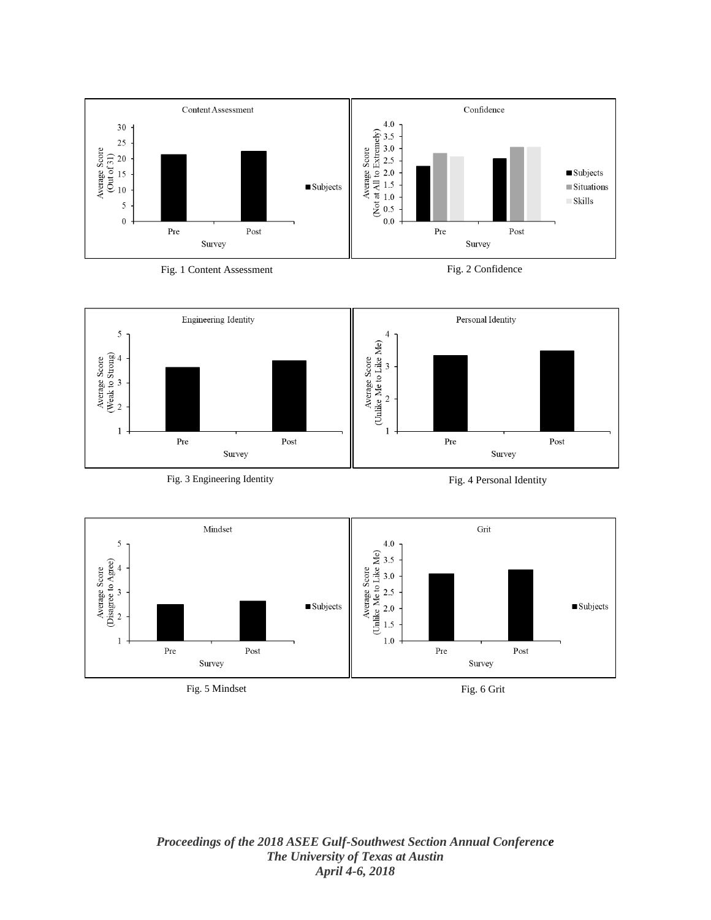Content Assessment

Average Score (Out of 31)

30
25
20
15
10
5
0

Pre
Post

Survey

Subjects

Fig. 1 Content Assessment

Confidence

Average Score (Not at All to Extremely)

4.0
3.5
3.0
2.5
2.0
1.5
1.0
0.5
0.0

Pre
Post

Survey

Subjects
Situations
Skills

Fig. 2 Confidence

Engineering Identity

Average Score (Weak to Strong)

5
4
3
2
1

Pre
Post

Survey

Fig. 3 Engineering Identity

Personal Identity

Average Score (Unlike Me to Like Me)

4
3
2
1

Pre
Post

Survey

Fig. 4 Personal Identity

Mindset

Average Score (Disagree to Agree)

5
4
3
2
1

Pre
Post

Survey

Subjects

Fig. 5 Mindset

Grit

Average Score (Unlike Me to Like Me)

4.0
3.5
3.0
2.5
2.0
1.5
1.0

Pre
Post

Survey

Subjects

Fig. 6 Grit